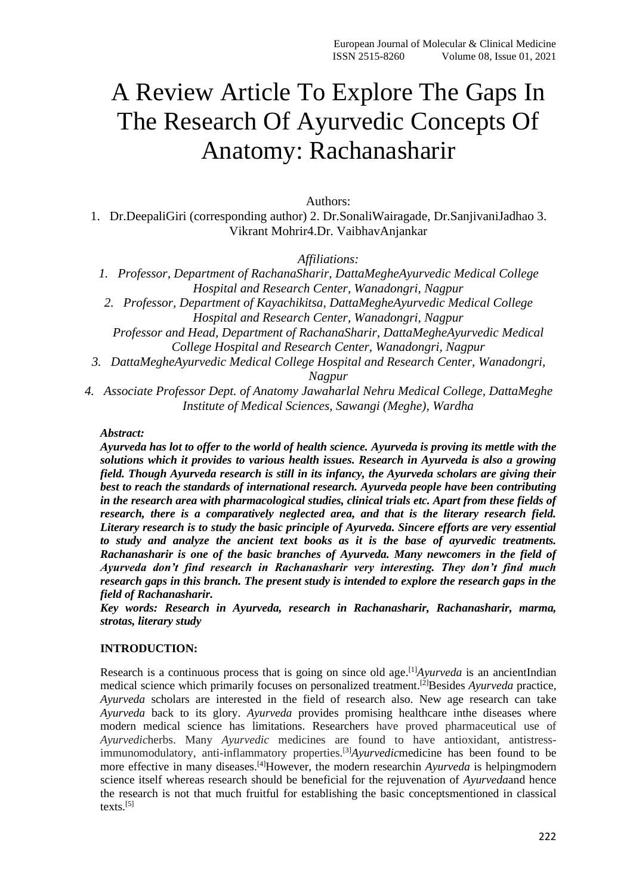# A Review Article To Explore The Gaps In The Research Of Ayurvedic Concepts Of Anatomy: Rachanasharir

Authors:

1. Dr.DeepaliGiri (corresponding author) 2. Dr.SonaliWairagade, Dr.SanjivaniJadhao 3. Vikrant Mohrir4.Dr. VaibhavAnjankar

*Affiliations:*

1. *Professor, Department of RachanaSharir, DattaMegheAyurvedic Medical College Hospital and Research Center, Wanadongri, Nagpur*
2. *Professor, Department of Kayachikitsa, DattaMegheAyurvedic Medical College Hospital and Research Center, Wanadongri, Nagpur*
   *Professor and Head, Department of RachanaSharir, DattaMegheAyurvedic Medical College Hospital and Research Center, Wanadongri, Nagpur*
3. *DattaMegheAyurvedic Medical College Hospital and Research Center, Wanadongri, Nagpur*
4. *Associate Professor Dept. of Anatomy Jawaharlal Nehru Medical College, DattaMeghe Institute of Medical Sciences, Sawangi (Meghe), Wardha*

***Abstract:***

***Ayurveda has lot to offer to the world of health science. Ayurveda is proving its mettle with the solutions which it provides to various health issues. Research in Ayurveda is also a growing field. Though Ayurveda research is still in its infancy, the Ayurveda scholars are giving their best to reach the standards of international research. Ayurveda people have been contributing in the research area with pharmacological studies, clinical trials etc. Apart from these fields of research, there is a comparatively neglected area, and that is the literary research field. Literary research is to study the basic principle of Ayurveda. Sincere efforts are very essential to study and analyze the ancient text books as it is the base of ayurvedic treatments. Rachanasharir is one of the basic branches of Ayurveda. Many newcomers in the field of Ayurveda don't find research in Rachanasharir very interesting. They don't find much research gaps in this branch. The present study is intended to explore the research gaps in the field of Rachanasharir.***

***Key words: Research in Ayurveda, research in Rachanasharir, Rachanasharir, marma, strotas, literary study***

**INTRODUCTION:**

Research is a continuous process that is going on since old age.[1] *Ayurveda* is an ancientIndian medical science which primarily focuses on personalized treatment.[2] Besides *Ayurveda* practice, *Ayurveda* scholars are interested in the field of research also. New age research can take *Ayurveda* back to its glory. *Ayurveda* provides promising healthcare inthe diseases where modern medical science has limitations. Researchers have proved pharmaceutical use of *Ayurvedic*herbs. Many *Ayurvedic* medicines are found to have antioxidant, antistress-immunomodulatory, anti-inflammatory properties.[3] *Ayurvedic*medicine has been found to be more effective in many diseases.[4] However, the modern researchin *Ayurveda* is helpingmodern science itself whereas research should be beneficial for the rejuvenation of *Ayurveda*and hence the research is not that much fruitful for establishing the basic conceptsmentioned in classical texts.[5]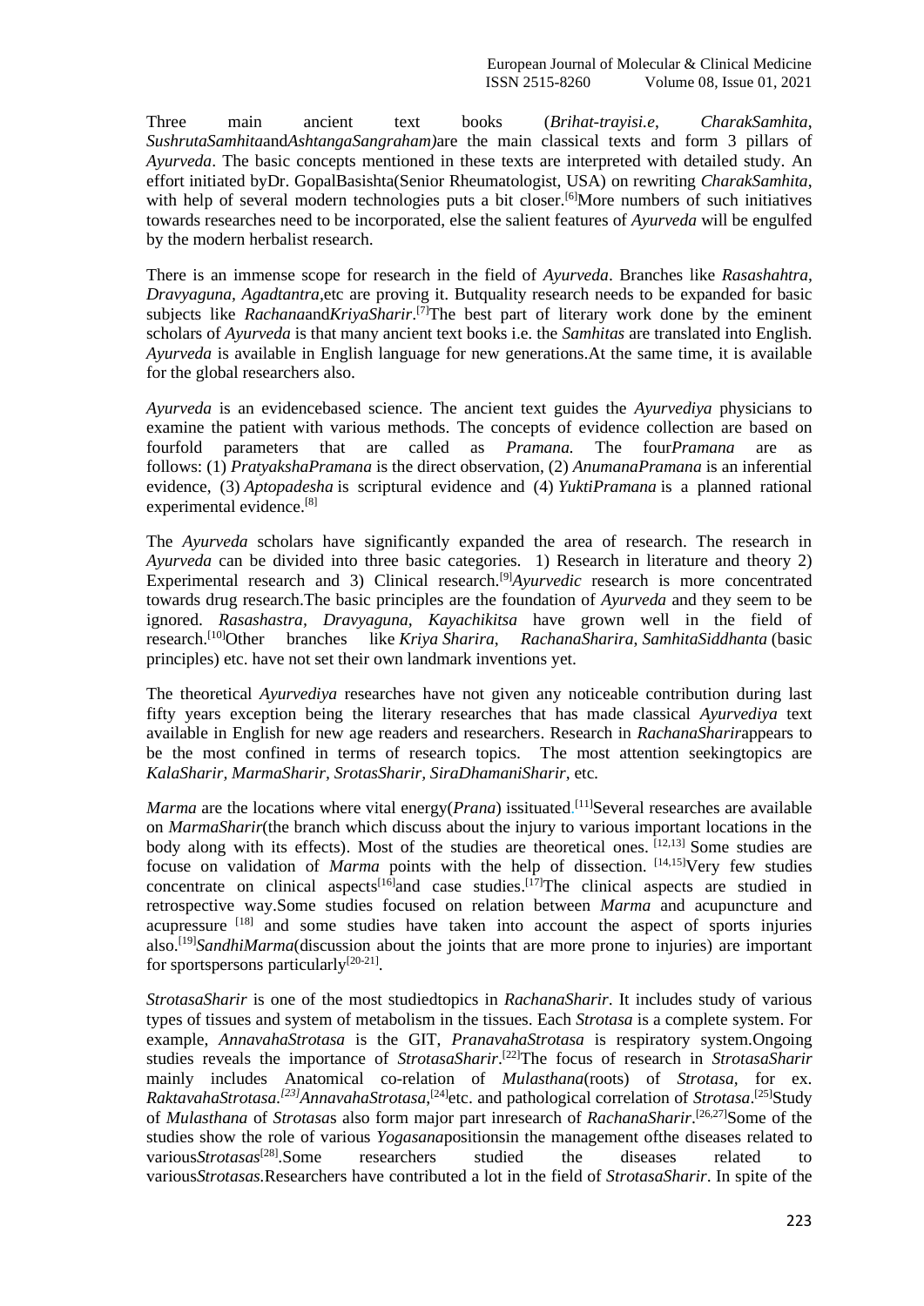Three main ancient text books (*Brihat-trayisi.e*, *CharakSamhita*, *SushrutaSamhita*and*AshtangaSangraham)*are the main classical texts and form 3 pillars of *Ayurveda*. The basic concepts mentioned in these texts are interpreted with detailed study. An effort initiated byDr. GopalBasishta(Senior Rheumatologist, USA) on rewriting *CharakSamhita*, with help of several modern technologies puts a bit closer.[6]More numbers of such initiatives towards researches need to be incorporated, else the salient features of *Ayurveda* will be engulfed by the modern herbalist research.

There is an immense scope for research in the field of *Ayurveda*. Branches like *Rasashahtra*, *Dravyaguna*, *Agadtantra*,etc are proving it. Butquality research needs to be expanded for basic subjects like *Rachana*and*KriyaSharir*.[7]The best part of literary work done by the eminent scholars of *Ayurveda* is that many ancient text books i.e. the *Samhitas* are translated into English. *Ayurveda* is available in English language for new generations.At the same time, it is available for the global researchers also.

*Ayurveda* is an evidencebased science. The ancient text guides the *Ayurvediya* physicians to examine the patient with various methods. The concepts of evidence collection are based on fourfold parameters that are called as *Pramana.* The four*Pramana* are as follows: (1) *PratyakshaPramana* is the direct observation, (2) *AnumanaPramana* is an inferential evidence, (3) *Aptopadesha* is scriptural evidence and (4) *YuktiPramana* is a planned rational experimental evidence.[8]

The *Ayurveda* scholars have significantly expanded the area of research. The research in *Ayurveda* can be divided into three basic categories. 1) Research in literature and theory 2) Experimental research and 3) Clinical research.[9]*Ayurvedic* research is more concentrated towards drug research.The basic principles are the foundation of *Ayurveda* and they seem to be ignored. *Rasashastra, Dravyaguna, Kayachikitsa* have grown well in the field of research.[10]Other branches like *Kriya Sharira*, *RachanaSharira*, *SamhitaSiddhanta* (basic principles) etc. have not set their own landmark inventions yet.

The theoretical *Ayurvediya* researches have not given any noticeable contribution during last fifty years exception being the literary researches that has made classical *Ayurvediya* text available in English for new age readers and researchers. Research in *RachanaSharir*appears to be the most confined in terms of research topics. The most attention seekingtopics are *KalaSharir, MarmaSharir, SrotasSharir, SiraDhamaniSharir,* etc*.*

*Marma* are the locations where vital energy(*Prana*) issituated.[11]Several researches are available on *MarmaSharir*(the branch which discuss about the injury to various important locations in the body along with its effects). Most of the studies are theoretical ones. [12,13] Some studies are focuse on validation of *Marma* points with the help of dissection. [14,15]Very few studies concentrate on clinical aspects[16]and case studies.[17]The clinical aspects are studied in retrospective way.Some studies focused on relation between *Marma* and acupuncture and acupressure [18] and some studies have taken into account the aspect of sports injuries also.[19]*SandhiMarma*(discussion about the joints that are more prone to injuries) are important for sportspersons particularly[20-21].

*StrotasaSharir* is one of the most studiedtopics in *RachanaSharir*. It includes study of various types of tissues and system of metabolism in the tissues. Each *Strotasa* is a complete system. For example, *AnnavahaStrotasa* is the GIT, *PranavahaStrotasa* is respiratory system.Ongoing studies reveals the importance of *StrotasaSharir*.[22]The focus of research in *StrotasaSharir* mainly includes Anatomical co-relation of *Mulasthana*(roots) of *Strotasa*, for ex. *RaktavahaStrotasa.[23]AnnavahaStrotasa*,[24]etc. and pathological correlation of *Strotasa*.[25]Study of *Mulasthana* of *Strotasa*s also form major part inresearch of *RachanaSharir*.[26,27]Some of the studies show the role of various *Yogasana*positionsin the management ofthe diseases related to various*Strotasas*[28].Some researchers studied the diseases related to various*Strotasas.*Researchers have contributed a lot in the field of *StrotasaSharir*. In spite of the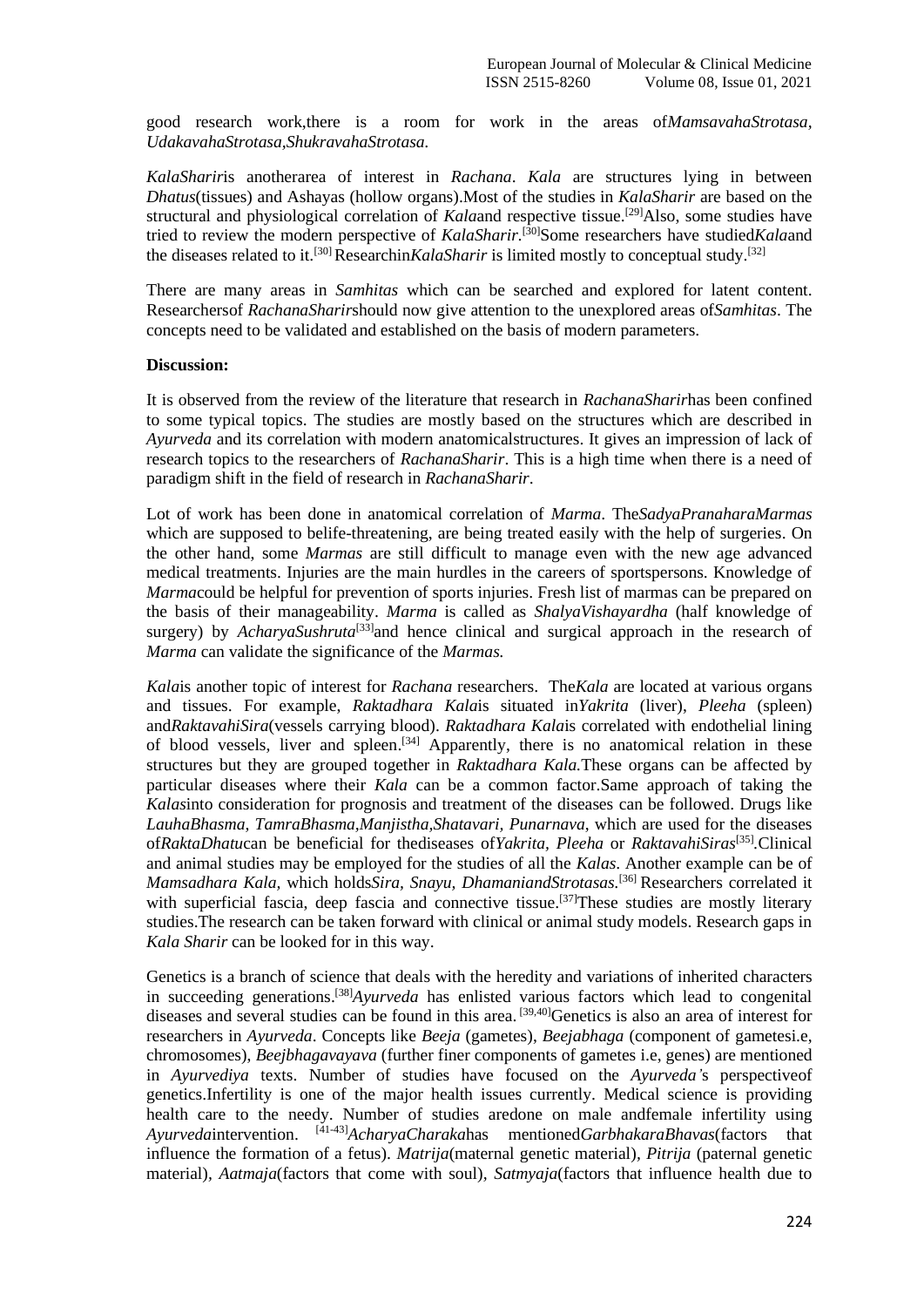good research work,there is a room for work in the areas of*MamsavahaStrotasa*, *UdakavahaStrotasa*,*ShukravahaStrotasa*.

*KalaSharir*is anotherarea of interest in *Rachana*. *Kala* are structures lying in between *Dhatus*(tissues) and Ashayas (hollow organs).Most of the studies in *KalaSharir* are based on the structural and physiological correlation of *Kala*and respective tissue.[29]Also, some studies have tried to review the modern perspective of *KalaSharir*.[30]Some researchers have studied*Kala*and the diseases related to it.[30] Researchin*KalaSharir* is limited mostly to conceptual study.[32]

There are many areas in *Samhitas* which can be searched and explored for latent content. Researchersof *RachanaSharir*should now give attention to the unexplored areas of*Samhitas*. The concepts need to be validated and established on the basis of modern parameters.

**Discussion:**

It is observed from the review of the literature that research in *RachanaSharir*has been confined to some typical topics. The studies are mostly based on the structures which are described in *Ayurveda* and its correlation with modern anatomicalstructures. It gives an impression of lack of research topics to the researchers of *RachanaSharir*. This is a high time when there is a need of paradigm shift in the field of research in *RachanaSharir*.

Lot of work has been done in anatomical correlation of *Marma*. The*SadyaPranaharaMarmas* which are supposed to belife-threatening, are being treated easily with the help of surgeries. On the other hand, some *Marmas* are still difficult to manage even with the new age advanced medical treatments. Injuries are the main hurdles in the careers of sportspersons. Knowledge of *Marma*could be helpful for prevention of sports injuries. Fresh list of marmas can be prepared on the basis of their manageability. *Marma* is called as *ShalyaVishayardha* (half knowledge of surgery) by *AcharyaSushruta*[33]and hence clinical and surgical approach in the research of *Marma* can validate the significance of the *Marmas.*

*Kala*is another topic of interest for *Rachana* researchers. The*Kala* are located at various organs and tissues. For example, *Raktadhara Kala*is situated in*Yakrita* (liver), *Pleeha* (spleen) and*RaktavahiSira*(vessels carrying blood). *Raktadhara Kala*is correlated with endothelial lining of blood vessels, liver and spleen.[34] Apparently, there is no anatomical relation in these structures but they are grouped together in *Raktadhara Kala.*These organs can be affected by particular diseases where their *Kala* can be a common factor.Same approach of taking the *Kalas*into consideration for prognosis and treatment of the diseases can be followed. Drugs like *LauhaBhasma*, *TamraBhasma*,*Manjistha*,*Shatavari*, *Punarnava*, which are used for the diseases of*RaktaDhatu*can be beneficial for thediseases of*Yakrita*, *Pleeha* or *RaktavahiSiras*[35].Clinical and animal studies may be employed for the studies of all the *Kalas*. Another example can be of *Mamsadhara Kala*, which holds*Sira*, *Snayu*, *DhamaniandStrotasas.*[36] Researchers correlated it with superficial fascia, deep fascia and connective tissue.[37]These studies are mostly literary studies.The research can be taken forward with clinical or animal study models. Research gaps in *Kala Sharir* can be looked for in this way.

Genetics is a branch of science that deals with the heredity and variations of inherited characters in succeeding generations.[38]*Ayurveda* has enlisted various factors which lead to congenital diseases and several studies can be found in this area. [39,40]Genetics is also an area of interest for researchers in *Ayurveda*. Concepts like *Beeja* (gametes), *Beejabhaga* (component of gametesi.e, chromosomes), *Beejbhagavayava* (further finer components of gametes i.e, genes) are mentioned in *Ayurvediya* texts. Number of studies have focused on the *Ayurveda's* perspectiveof genetics.Infertility is one of the major health issues currently. Medical science is providing health care to the needy. Number of studies aredone on male andfemale infertility using *Ayurveda*intervention. [41-43]*AcharyaCharaka*has mentioned*GarbhakaraBhavas*(factors that influence the formation of a fetus). *Matrija*(maternal genetic material), *Pitrija* (paternal genetic material), *Aatmaja*(factors that come with soul), *Satmyaja*(factors that influence health due to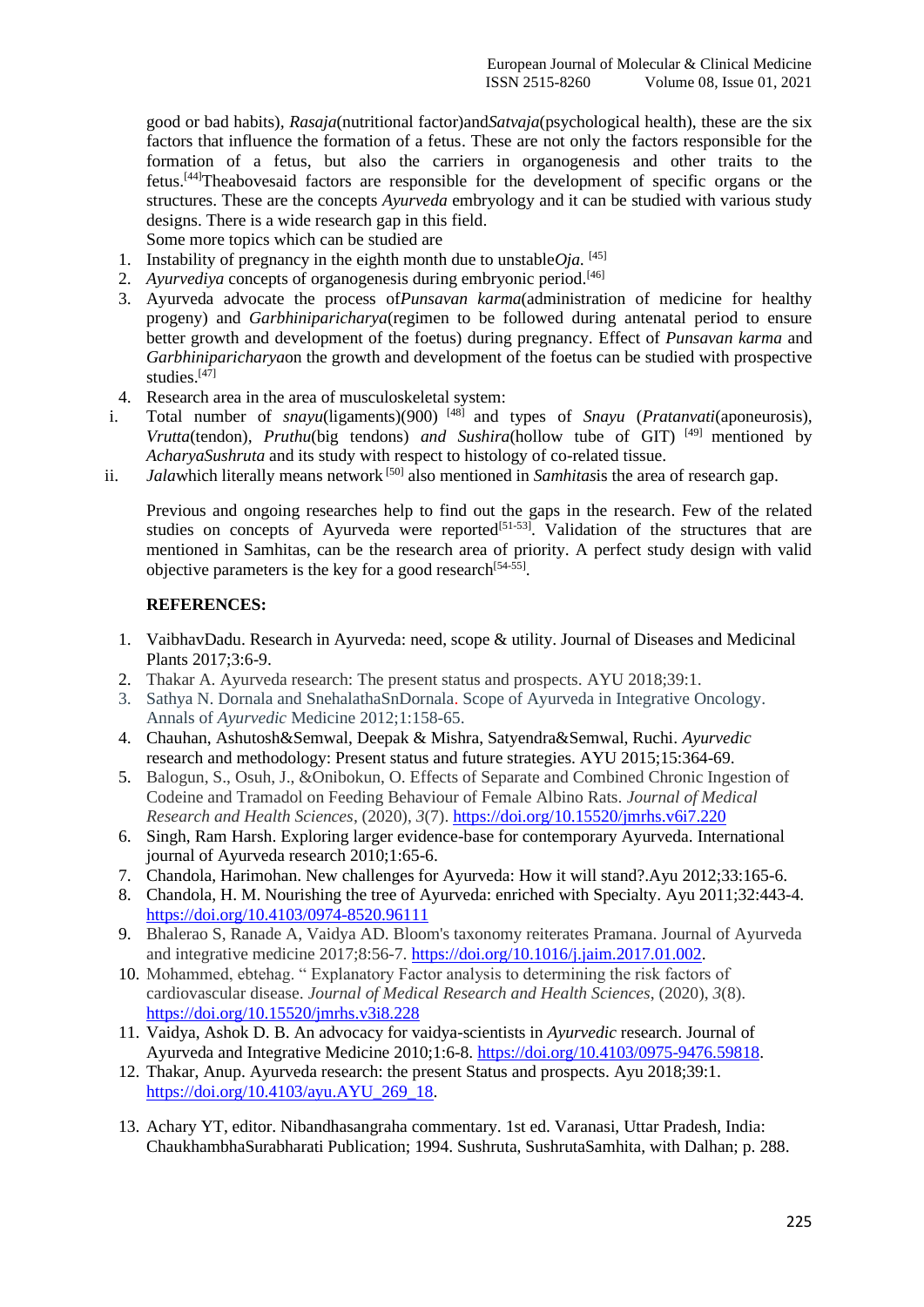good or bad habits), *Rasaja*(nutritional factor)and*Satvaja*(psychological health), these are the six factors that influence the formation of a fetus. These are not only the factors responsible for the formation of a fetus, but also the carriers in organogenesis and other traits to the fetus.[44]Theabovesaid factors are responsible for the development of specific organs or the structures. These are the concepts *Ayurveda* embryology and it can be studied with various study designs. There is a wide research gap in this field.

Some more topics which can be studied are

1. Instability of pregnancy in the eighth month due to unstable*Oja.* [45]
2. *Ayurvediya* concepts of organogenesis during embryonic period.[46]
3. Ayurveda advocate the process of*Punsavan karma*(administration of medicine for healthy progeny) and *Garbhiniparicharya*(regimen to be followed during antenatal period to ensure better growth and development of the foetus) during pregnancy. Effect of *Punsavan karma* and *Garbhiniparicharya*on the growth and development of the foetus can be studied with prospective studies.[47]
4. Research area in the area of musculoskeletal system:

i. Total number of *snayu*(ligaments)(900) [48] and types of *Snayu* (*Pratanvati*(aponeurosis), *Vrutta*(tendon), *Pruthu*(big tendons) *and Sushira*(hollow tube of GIT) [49] mentioned by *AcharyaSushruta* and its study with respect to histology of co-related tissue.

ii. *Jala*which literally means network [50] also mentioned in *Samhita*sis the area of research gap.

Previous and ongoing researches help to find out the gaps in the research. Few of the related studies on concepts of Ayurveda were reported[51-53]. Validation of the structures that are mentioned in Samhitas, can be the research area of priority. A perfect study design with valid objective parameters is the key for a good research[54-55].

**REFERENCES:**

1. VaibhavDadu. Research in Ayurveda: need, scope & utility. Journal of Diseases and Medicinal Plants 2017;3:6-9.
2. Thakar A. Ayurveda research: The present status and prospects. AYU 2018;39:1.
3. Sathya N. Dornala and SnehalathaSnDornala. Scope of Ayurveda in Integrative Oncology. Annals of *Ayurvedic* Medicine 2012;1:158-65.
4. Chauhan, Ashutosh&Semwal, Deepak & Mishra, Satyendra&Semwal, Ruchi. *Ayurvedic* research and methodology: Present status and future strategies. AYU 2015;15:364-69.
5. Balogun, S., Osuh, J., &Onibokun, O. Effects of Separate and Combined Chronic Ingestion of Codeine and Tramadol on Feeding Behaviour of Female Albino Rats. *Journal of Medical Research and Health Sciences*, (2020), *3*(7). https://doi.org/10.15520/jmrhs.v6i7.220
6. Singh, Ram Harsh. Exploring larger evidence-base for contemporary Ayurveda. International journal of Ayurveda research 2010;1:65-6.
7. Chandola, Harimohan. New challenges for Ayurveda: How it will stand?.Ayu 2012;33:165-6.
8. Chandola, H. M. Nourishing the tree of Ayurveda: enriched with Specialty. Ayu 2011;32:443-4. https://doi.org/10.4103/0974-8520.96111
9. Bhalerao S, Ranade A, Vaidya AD. Bloom's taxonomy reiterates Pramana. Journal of Ayurveda and integrative medicine 2017;8:56-7. https://doi.org/10.1016/j.jaim.2017.01.002.
10. Mohammed, ebtehag. " Explanatory Factor analysis to determining the risk factors of cardiovascular disease. *Journal of Medical Research and Health Sciences*, (2020), *3*(8). https://doi.org/10.15520/jmrhs.v3i8.228
11. Vaidya, Ashok D. B. An advocacy for vaidya-scientists in *Ayurvedic* research. Journal of Ayurveda and Integrative Medicine 2010;1:6-8. https://doi.org/10.4103/0975-9476.59818.
12. Thakar, Anup. Ayurveda research: the present Status and prospects. Ayu 2018;39:1. https://doi.org/10.4103/ayu.AYU_269_18.
13. Achary YT, editor. Nibandhasangraha commentary. 1st ed. Varanasi, Uttar Pradesh, India: ChaukhambhaSurabharati Publication; 1994. Sushruta, SushrutaSamhita, with Dalhan; p. 288.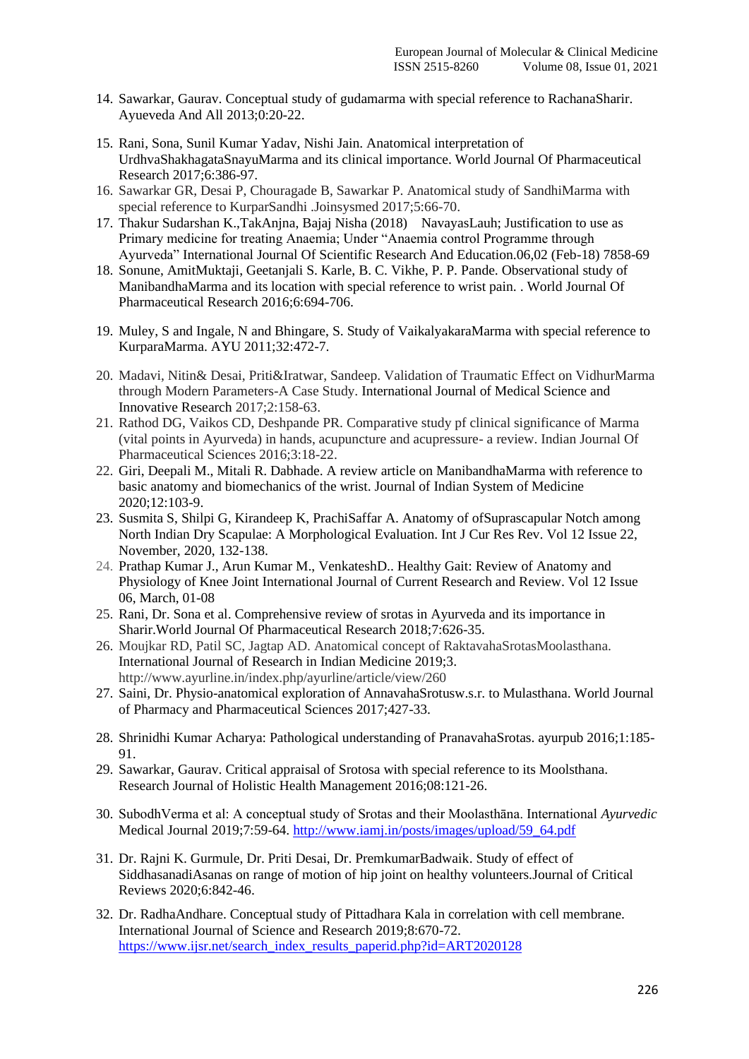14. Sawarkar, Gaurav. Conceptual study of gudamarma with special reference to RachanaSharir. Ayueveda And All 2013;0:20-22.

15. Rani, Sona, Sunil Kumar Yadav, Nishi Jain. Anatomical interpretation of UrdhvaShakhagataSnayuMarma and its clinical importance. World Journal Of Pharmaceutical Research 2017;6:386-97.
16. Sawarkar GR, Desai P, Chouragade B, Sawarkar P. Anatomical study of SandhiMarma with special reference to KurparSandhi .Joinsysmed 2017;5:66-70.
17. Thakur Sudarshan K.,TakAnjna, Bajaj Nisha (2018) NavayasLauh; Justification to use as Primary medicine for treating Anaemia; Under "Anaemia control Programme through Ayurveda" International Journal Of Scientific Research And Education.06,02 (Feb-18) 7858-69
18. Sonune, AmitMuktaji, Geetanjali S. Karle, B. C. Vikhe, P. P. Pande. Observational study of ManibandhaMarma and its location with special reference to wrist pain. . World Journal Of Pharmaceutical Research 2016;6:694-706.

19. Muley, S and Ingale, N and Bhingare, S. Study of VaikalyakaraMarma with special reference to KurparaMarma. AYU 2011;32:472-7.

20. Madavi, Nitin& Desai, Priti&Iratwar, Sandeep. Validation of Traumatic Effect on VidhurMarma through Modern Parameters-A Case Study. International Journal of Medical Science and Innovative Research 2017;2:158-63.
21. Rathod DG, Vaikos CD, Deshpande PR. Comparative study pf clinical significance of Marma (vital points in Ayurveda) in hands, acupuncture and acupressure- a review. Indian Journal Of Pharmaceutical Sciences 2016;3:18-22.
22. Giri, Deepali M., Mitali R. Dabhade. A review article on ManibandhaMarma with reference to basic anatomy and biomechanics of the wrist. Journal of Indian System of Medicine 2020;12:103-9.
23. Susmita S, Shilpi G, Kirandeep K, PrachiSaffar A. Anatomy of ofSuprascapular Notch among North Indian Dry Scapulae: A Morphological Evaluation. Int J Cur Res Rev. Vol 12 Issue 22, November, 2020, 132-138.
24. Prathap Kumar J., Arun Kumar M., VenkateshD.. Healthy Gait: Review of Anatomy and Physiology of Knee Joint International Journal of Current Research and Review. Vol 12 Issue 06, March, 01-08
25. Rani, Dr. Sona et al. Comprehensive review of srotas in Ayurveda and its importance in Sharir.World Journal Of Pharmaceutical Research 2018;7:626-35.
26. Moujkar RD, Patil SC, Jagtap AD. Anatomical concept of RaktavahaSrotasMoolasthana. International Journal of Research in Indian Medicine 2019;3. http://www.ayurline.in/index.php/ayurline/article/view/260
27. Saini, Dr. Physio-anatomical exploration of AnnavahaSrotusw.s.r. to Mulasthana. World Journal of Pharmacy and Pharmaceutical Sciences 2017;427-33.

28. Shrinidhi Kumar Acharya: Pathological understanding of PranavahaSrotas. ayurpub 2016;1:185-91.
29. Sawarkar, Gaurav. Critical appraisal of Srotosa with special reference to its Moolsthana. Research Journal of Holistic Health Management 2016;08:121-26.

30. SubodhVerma et al: A conceptual study of Srotas and their Moolasthāna. International *Ayurvedic* Medical Journal 2019;7:59-64. http://www.iamj.in/posts/images/upload/59_64.pdf

31. Dr. Rajni K. Gurmule, Dr. Priti Desai, Dr. PremkumarBadwaik. Study of effect of SiddhasanadiAsanas on range of motion of hip joint on healthy volunteers.Journal of Critical Reviews 2020;6:842-46.

32. Dr. RadhaAndhare. Conceptual study of Pittadhara Kala in correlation with cell membrane. International Journal of Science and Research 2019;8:670-72. https://www.ijsr.net/search_index_results_paperid.php?id=ART2020128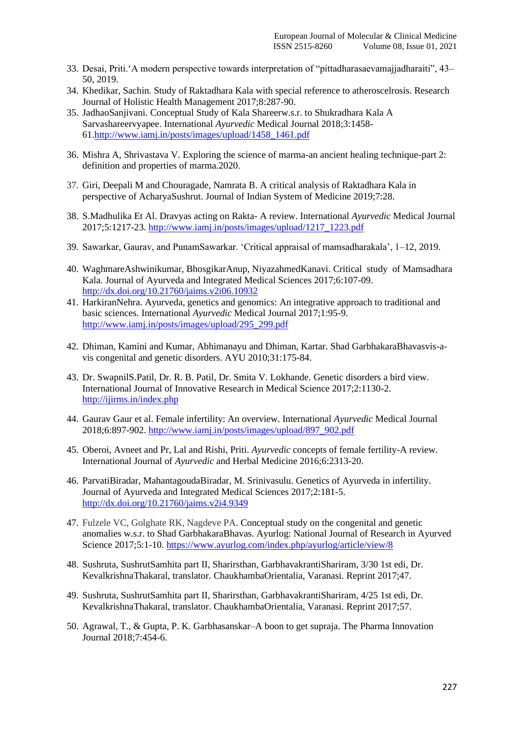33. Desai, Priti.'A modern perspective towards interpretation of "pittadharasaevamajjadharaiti", 43–50, 2019.
34. Khedikar, Sachin. Study of Raktadhara Kala with special reference to atheroscelrosis. Research Journal of Holistic Health Management 2017;8:287-90.
35. JadhaoSanjivani. Conceptual Study of Kala Shareerw.s.r. to Shukradhara Kala A Sarvashareervyapee. International *Ayurvedic* Medical Journal 2018;3:1458-61.http://www.iamj.in/posts/images/upload/1458_1461.pdf
36. Mishra A, Shrivastava V. Exploring the science of marma-an ancient healing technique-part 2: definition and properties of marma.2020.
37. Giri, Deepali M and Chouragade, Namrata B. A critical analysis of Raktadhara Kala in perspective of AcharyaSushrut. Journal of Indian System of Medicine 2019;7:28.
38. S.Madhulika Et Al. Dravyas acting on Rakta- A review. International *Ayurvedic* Medical Journal 2017;5:1217-23. http://www.iamj.in/posts/images/upload/1217_1223.pdf
39. Sawarkar, Gaurav, and PunamSawarkar. 'Critical appraisal of mamsadharakala', 1–12, 2019.
40. WaghmareAshwinikumar, BhosgikarAnup, NiyazahmedKanavi. Critical study of Mamsadhara Kala. Journal of Ayurveda and Integrated Medical Sciences 2017;6:107-09. http://dx.doi.org/10.21760/jaims.v2i06.10932
41. HarkiranNehra. Ayurveda, genetics and genomics: An integrative approach to traditional and basic sciences. International *Ayurvedic* Medical Journal 2017;1:95-9. http://www.iamj.in/posts/images/upload/295_299.pdf
42. Dhiman, Kamini and Kumar, Abhimanayu and Dhiman, Kartar. Shad GarbhakaraBhavasvis-a-vis congenital and genetic disorders. AYU 2010;31:175-84.
43. Dr. SwapnilS.Patil, Dr. R. B. Patil, Dr. Smita V. Lokhande. Genetic disorders a bird view. International Journal of Innovative Research in Medical Science 2017;2:1130-2. http://ijirms.in/index.php
44. Gaurav Gaur et al. Female infertility: An overview. International *Ayurvedic* Medical Journal 2018;6:897-902. http://www.iamj.in/posts/images/upload/897_902.pdf
45. Oberoi, Avneet and Pr, Lal and Rishi, Priti. *Ayurvedic* concepts of female fertility-A review. International Journal of *Ayurvedic* and Herbal Medicine 2016;6:2313-20.
46. ParvatiBiradar, MahantagoudaBiradar, M. Srinivasulu. Genetics of Ayurveda in infertility. Journal of Ayurveda and Integrated Medical Sciences 2017;2:181-5. http://dx.doi.org/10.21760/jaims.v2i4.9349
47. Fulzele VC, Golghate RK, Nagdeve PA. Conceptual study on the congenital and genetic anomalies w.s.r. to Shad GarbhakaraBhavas. Ayurlog: National Journal of Research in Ayurved Science 2017;5:1-10. https://www.ayurlog.com/index.php/ayurlog/article/view/8
48. Sushruta, SushrutSamhita part II, Sharirsthan, GarbhavakrantiShariram, 3/30 1st edi, Dr. KevalkrishnaThakaral, translator. ChaukhambaOrientalia, Varanasi. Reprint 2017;47.
49. Sushruta, SushrutSamhita part II, Sharirsthan, GarbhavakrantiShariram, 4/25 1st edi, Dr. KevalkrishnaThakaral, translator. ChaukhambaOrientalia, Varanasi. Reprint 2017;57.
50. Agrawal, T., & Gupta, P. K. Garbhasanskar–A boon to get supraja. The Pharma Innovation Journal 2018;7:454-6.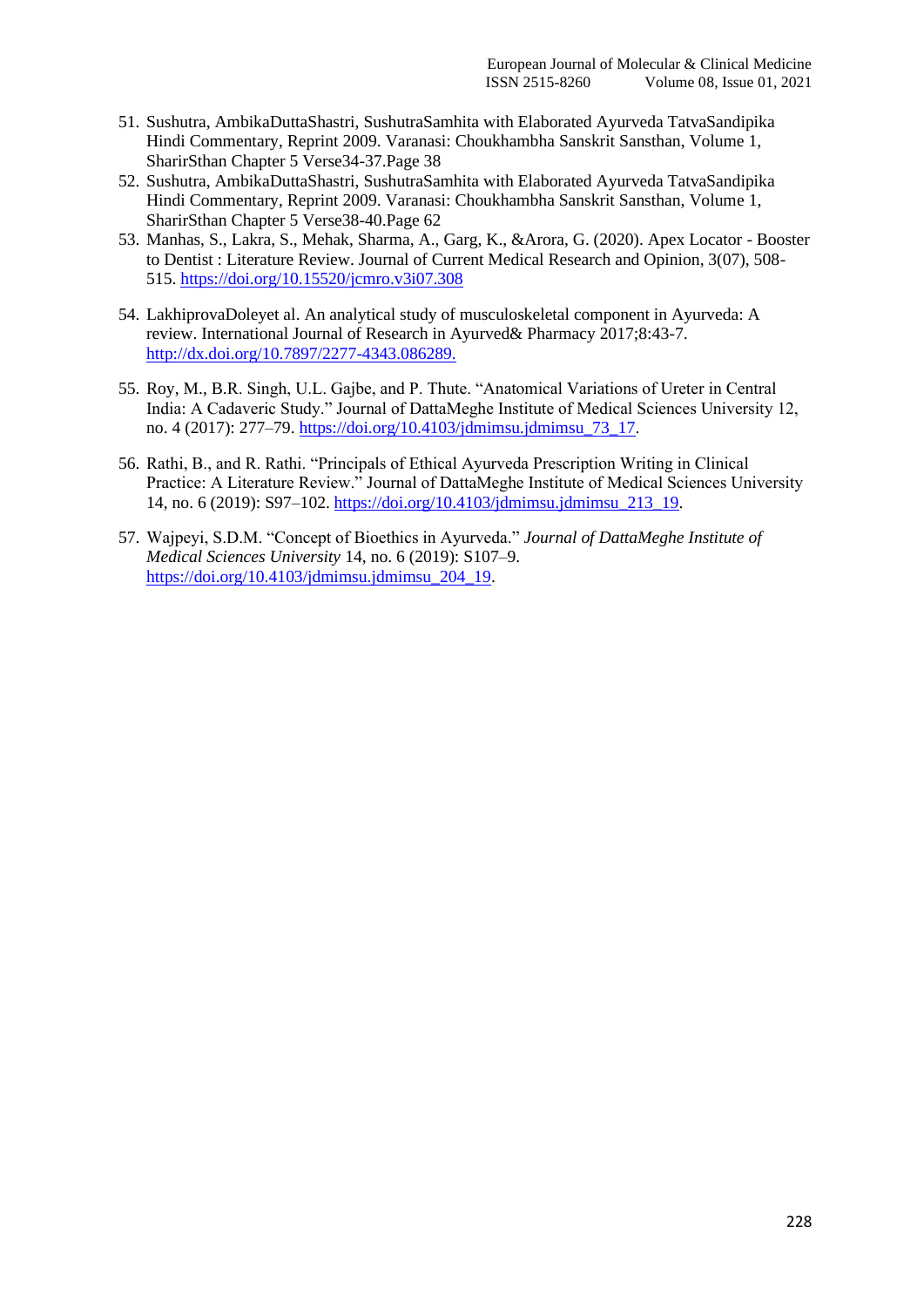51. Sushutra, AmbikaDuttaShastri, SushutraSamhita with Elaborated Ayurveda TatvaSandipika Hindi Commentary, Reprint 2009. Varanasi: Choukhambha Sanskrit Sansthan, Volume 1, SharirSthan Chapter 5 Verse34-37.Page 38
52. Sushutra, AmbikaDuttaShastri, SushutraSamhita with Elaborated Ayurveda TatvaSandipika Hindi Commentary, Reprint 2009. Varanasi: Choukhambha Sanskrit Sansthan, Volume 1, SharirSthan Chapter 5 Verse38-40.Page 62
53. Manhas, S., Lakra, S., Mehak, Sharma, A., Garg, K., &Arora, G. (2020). Apex Locator - Booster to Dentist : Literature Review. Journal of Current Medical Research and Opinion, 3(07), 508-515. https://doi.org/10.15520/jcmro.v3i07.308
54. LakhiprovaDoleyet al. An analytical study of musculoskeletal component in Ayurveda: A review. International Journal of Research in Ayurved& Pharmacy 2017;8:43-7. http://dx.doi.org/10.7897/2277-4343.086289.
55. Roy, M., B.R. Singh, U.L. Gajbe, and P. Thute. "Anatomical Variations of Ureter in Central India: A Cadaveric Study." Journal of DattaMeghe Institute of Medical Sciences University 12, no. 4 (2017): 277–79. https://doi.org/10.4103/jdmimsu.jdmimsu_73_17.
56. Rathi, B., and R. Rathi. "Principals of Ethical Ayurveda Prescription Writing in Clinical Practice: A Literature Review." Journal of DattaMeghe Institute of Medical Sciences University 14, no. 6 (2019): S97–102. https://doi.org/10.4103/jdmimsu.jdmimsu_213_19.
57. Wajpeyi, S.D.M. "Concept of Bioethics in Ayurveda." *Journal of DattaMeghe Institute of Medical Sciences University* 14, no. 6 (2019): S107–9. https://doi.org/10.4103/jdmimsu.jdmimsu_204_19.